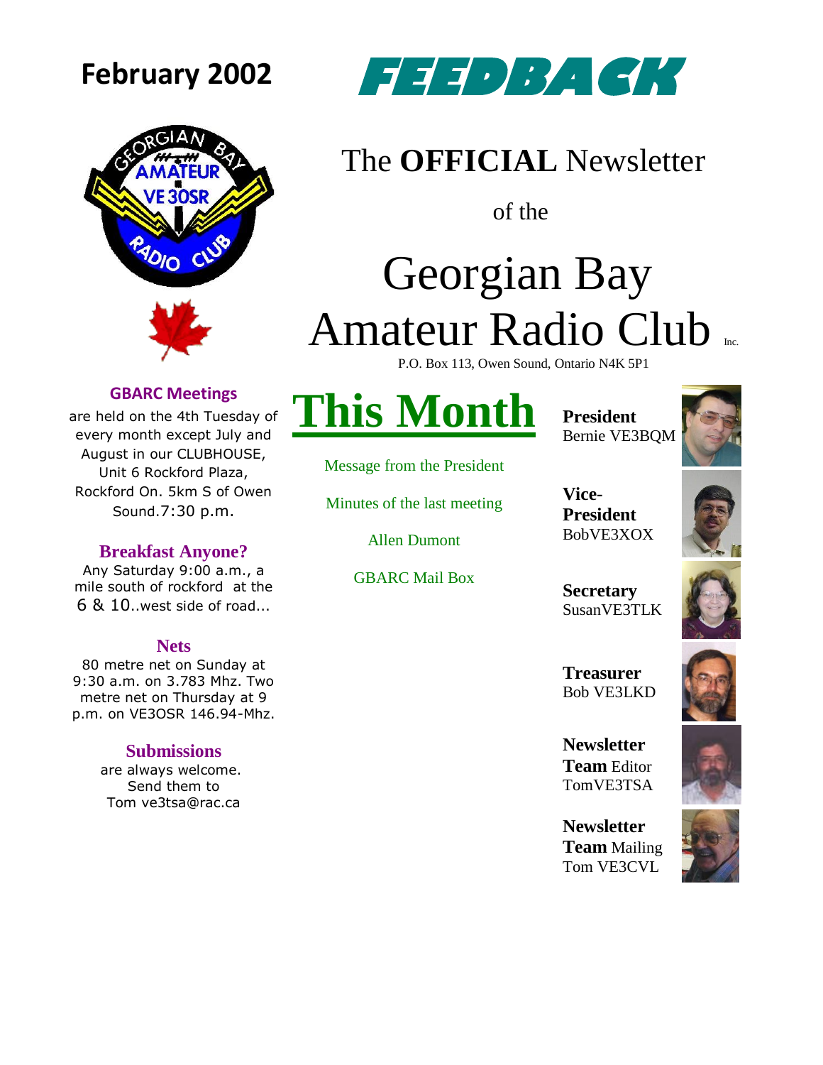February 2002

# FEEDBACK

The **OFFICIAL** Newsletter

of the

# Georgian Bay Amateur Radio Club Inc.

P.O. Box 113, Owen Sound, Ontario N4K 5P1

### GBARC Meetings

are held on the 4th Tuesday of every month except July and August in our CLUBHOUSE, Unit 6 Rockford Plaza, Rockford On. 5km S of Owen Sound.7:30 p.m.

### Breakfast Anyone?

Any Saturday 9:00 a.m., a mile south of rockford at the 6 & 10..west side of road...

### Nets

80 metre net on Sunday at 9:30 a.m. on 3.783 Mhz. Two metre net on Thursday at 9 p.m. on VE3OSR 146.94-Mhz.

### Submissions

are always welcome. Send them to Tom ve3tsa@rac.ca

## This Month

Message from the President

Minutes of the last meeting

Allen Dumont

GBARC Mail Box

**President**
Bernie VE3BQM

**Vice-President**
BobVE3XOX

**Secretary**
SusanVE3TLK

**Treasurer**
Bob VE3LKD

**Newsletter Team** Editor
TomVE3TSA

**Newsletter Team** Mailing
Tom VE3CVL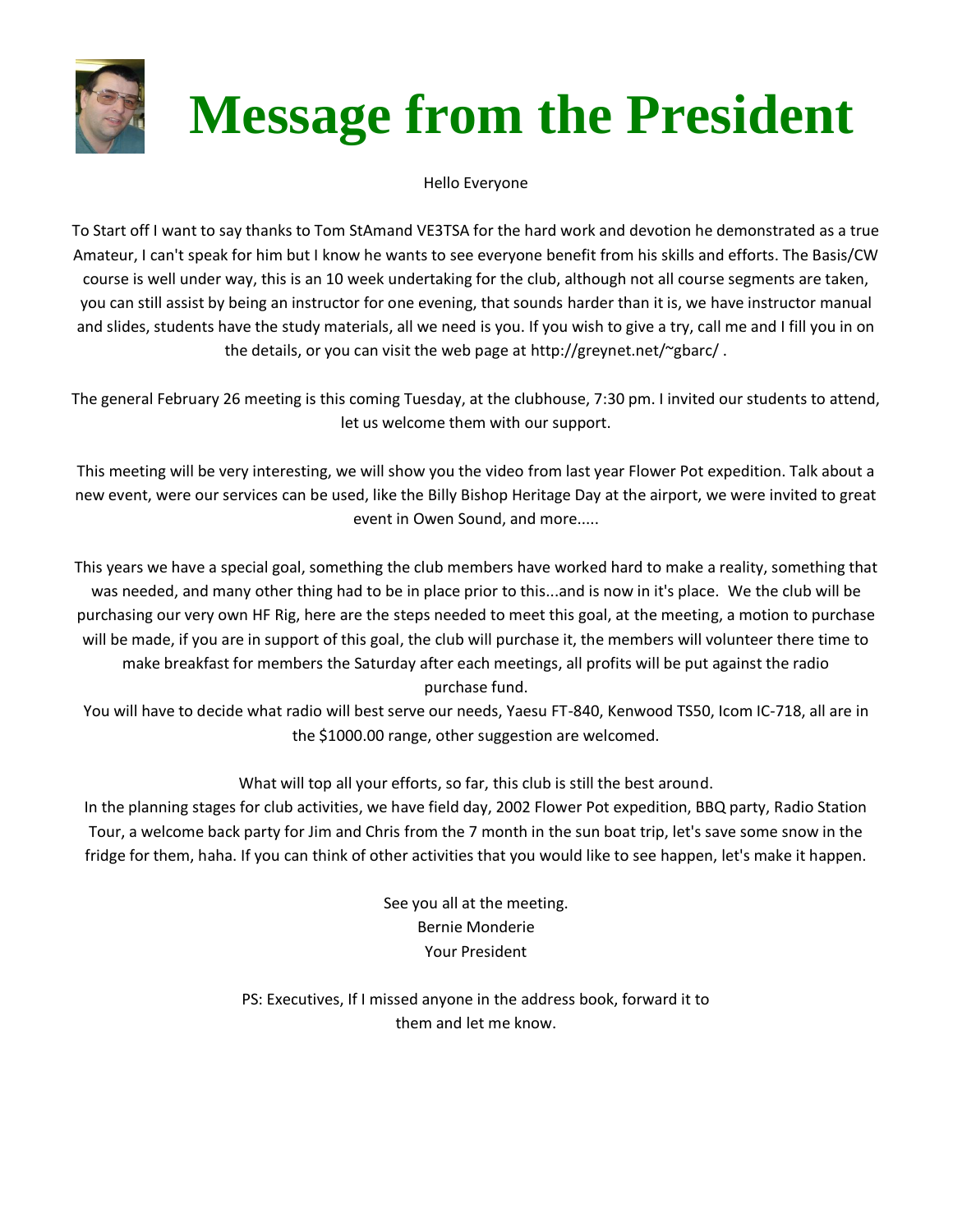# Message from the President

Hello Everyone

To Start off I want to say thanks to Tom StAmand VE3TSA for the hard work and devotion he demonstrated as a true Amateur, I can't speak for him but I know he wants to see everyone benefit from his skills and efforts. The Basis/CW course is well under way, this is an 10 week undertaking for the club, although not all course segments are taken, you can still assist by being an instructor for one evening, that sounds harder than it is, we have instructor manual and slides, students have the study materials, all we need is you. If you wish to give a try, call me and I fill you in on the details, or you can visit the web page at http://greynet.net/~gbarc/ .

The general February 26 meeting is this coming Tuesday, at the clubhouse, 7:30 pm. I invited our students to attend, let us welcome them with our support.

This meeting will be very interesting, we will show you the video from last year Flower Pot expedition. Talk about a new event, were our services can be used, like the Billy Bishop Heritage Day at the airport, we were invited to great event in Owen Sound, and more.....

This years we have a special goal, something the club members have worked hard to make a reality, something that was needed, and many other thing had to be in place prior to this...and is now in it's place. We the club will be purchasing our very own HF Rig, here are the steps needed to meet this goal, at the meeting, a motion to purchase will be made, if you are in support of this goal, the club will purchase it, the members will volunteer there time to make breakfast for members the Saturday after each meetings, all profits will be put against the radio purchase fund.
You will have to decide what radio will best serve our needs, Yaesu FT-840, Kenwood TS50, Icom IC-718, all are in the $1000.00 range, other suggestion are welcomed.

What will top all your efforts, so far, this club is still the best around.
In the planning stages for club activities, we have field day, 2002 Flower Pot expedition, BBQ party, Radio Station Tour, a welcome back party for Jim and Chris from the 7 month in the sun boat trip, let's save some snow in the fridge for them, haha. If you can think of other activities that you would like to see happen, let's make it happen.

See you all at the meeting.
Bernie Monderie
Your President

PS: Executives, If I missed anyone in the address book, forward it to them and let me know.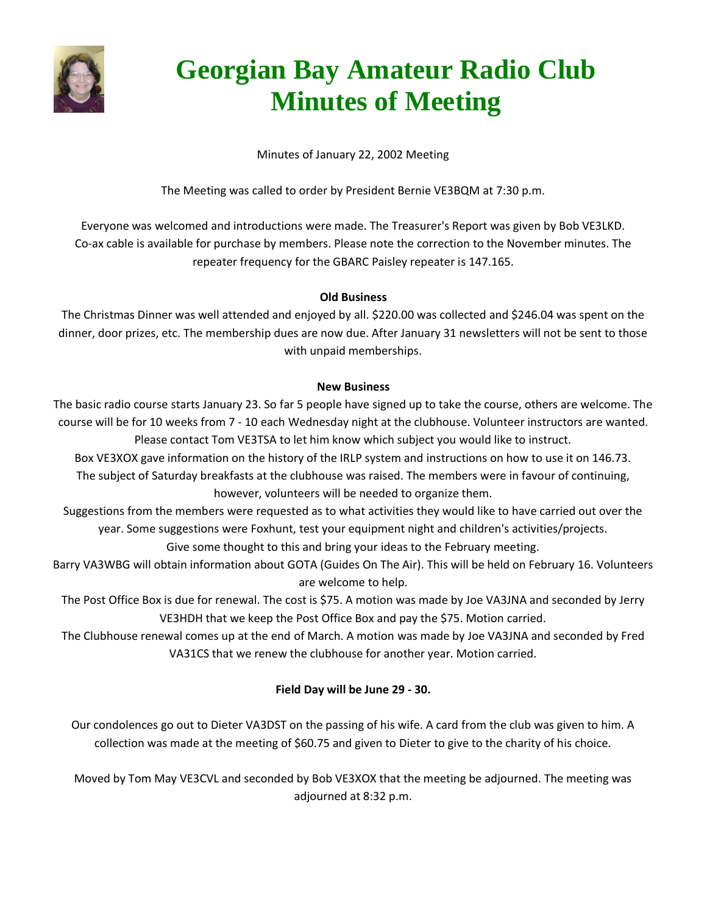# Georgian Bay Amateur Radio Club Minutes of Meeting

Minutes of January 22, 2002 Meeting

The Meeting was called to order by President Bernie VE3BQM at 7:30 p.m.

Everyone was welcomed and introductions were made. The Treasurer's Report was given by Bob VE3LKD. Co-ax cable is available for purchase by members. Please note the correction to the November minutes. The repeater frequency for the GBARC Paisley repeater is 147.165.

**Old Business**

The Christmas Dinner was well attended and enjoyed by all. $220.00 was collected and $246.04 was spent on the dinner, door prizes, etc. The membership dues are now due. After January 31 newsletters will not be sent to those with unpaid memberships.

**New Business**

The basic radio course starts January 23. So far 5 people have signed up to take the course, others are welcome. The course will be for 10 weeks from 7 - 10 each Wednesday night at the clubhouse. Volunteer instructors are wanted. Please contact Tom VE3TSA to let him know which subject you would like to instruct.

Box VE3XOX gave information on the history of the IRLP system and instructions on how to use it on 146.73.

The subject of Saturday breakfasts at the clubhouse was raised. The members were in favour of continuing, however, volunteers will be needed to organize them.

Suggestions from the members were requested as to what activities they would like to have carried out over the year. Some suggestions were Foxhunt, test your equipment night and children's activities/projects. Give some thought to this and bring your ideas to the February meeting.

Barry VA3WBG will obtain information about GOTA (Guides On The Air). This will be held on February 16. Volunteers are welcome to help.

The Post Office Box is due for renewal. The cost is $75. A motion was made by Joe VA3JNA and seconded by Jerry VE3HDH that we keep the Post Office Box and pay the $75. Motion carried.

The Clubhouse renewal comes up at the end of March. A motion was made by Joe VA3JNA and seconded by Fred VA31CS that we renew the clubhouse for another year. Motion carried.

**Field Day will be June 29 - 30.**

Our condolences go out to Dieter VA3DST on the passing of his wife. A card from the club was given to him. A collection was made at the meeting of $60.75 and given to Dieter to give to the charity of his choice.

Moved by Tom May VE3CVL and seconded by Bob VE3XOX that the meeting be adjourned. The meeting was adjourned at 8:32 p.m.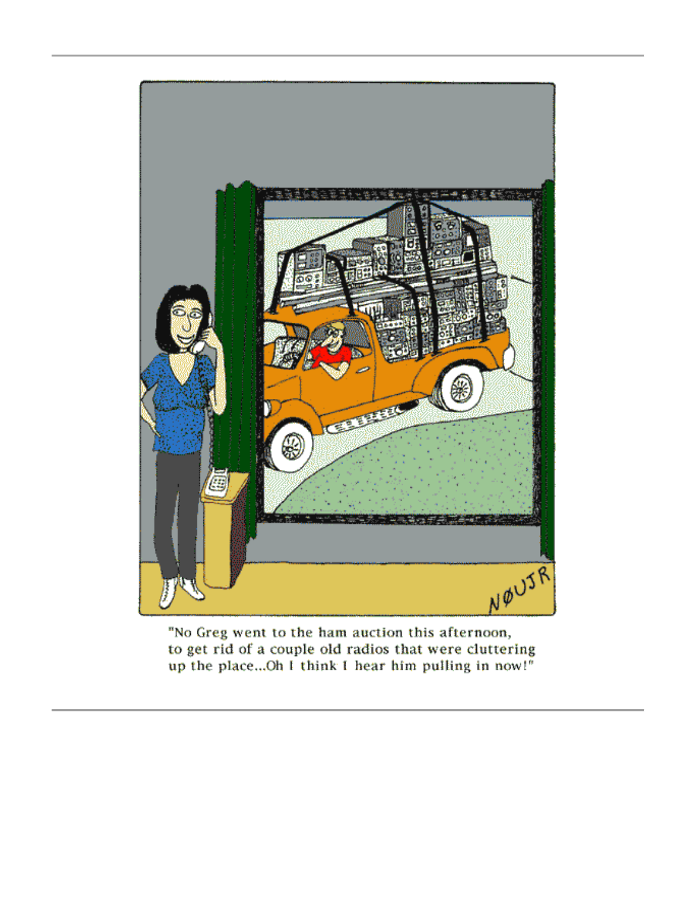"No Greg went to the ham auction this afternoon, to get rid of a couple old radios that were cluttering up the place...Oh I think I hear him pulling in now!"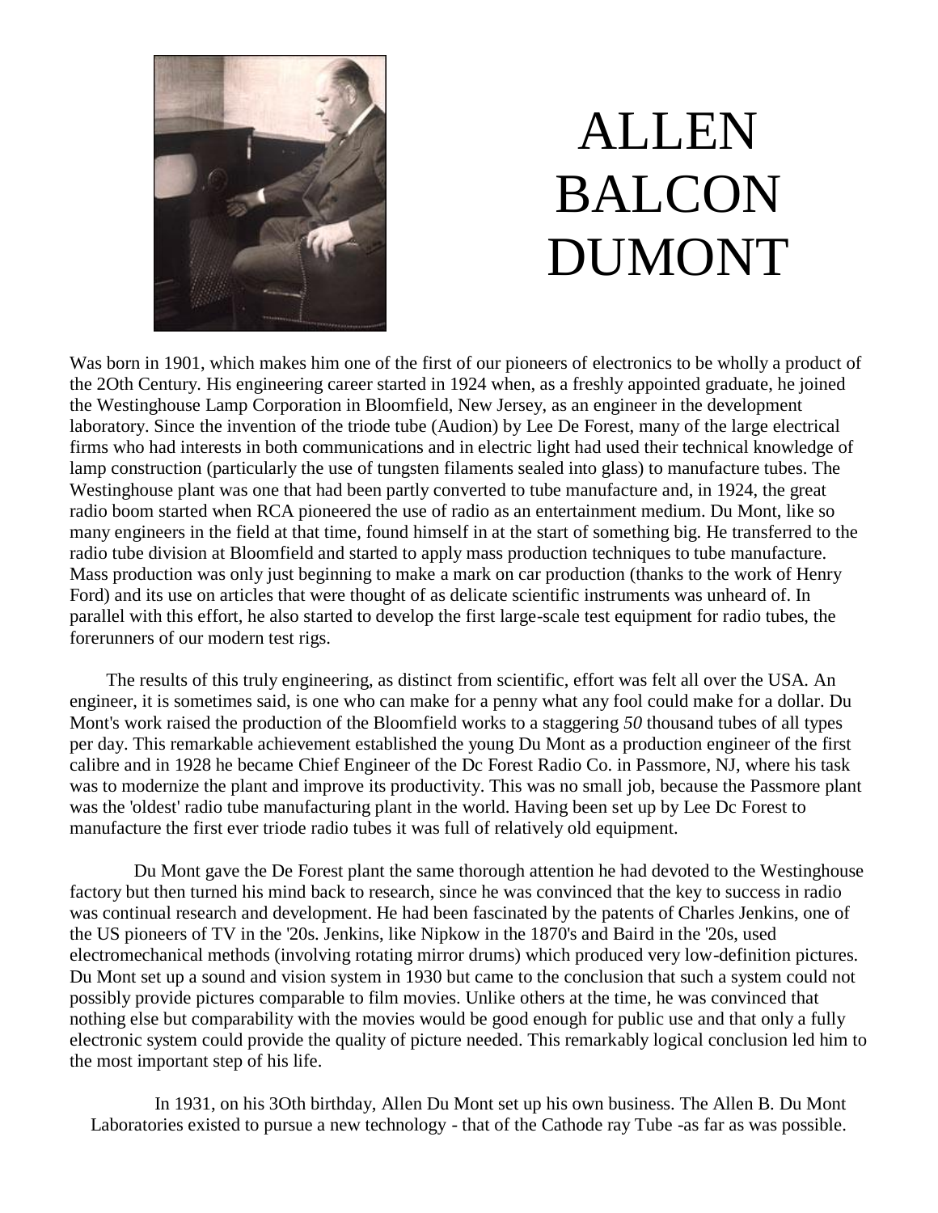# ALLEN BALCON DUMONT

Was born in 1901, which makes him one of the first of our pioneers of electronics to be wholly a product of the 2Oth Century. His engineering career started in 1924 when, as a freshly appointed graduate, he joined the Westinghouse Lamp Corporation in Bloomfield, New Jersey, as an engineer in the development laboratory. Since the invention of the triode tube (Audion) by Lee De Forest, many of the large electrical firms who had interests in both communications and in electric light had used their technical knowledge of lamp construction (particularly the use of tungsten filaments sealed into glass) to manufacture tubes. The Westinghouse plant was one that had been partly converted to tube manufacture and, in 1924, the great radio boom started when RCA pioneered the use of radio as an entertainment medium. Du Mont, like so many engineers in the field at that time, found himself in at the start of something big. He transferred to the radio tube division at Bloomfield and started to apply mass production techniques to tube manufacture. Mass production was only just beginning to make a mark on car production (thanks to the work of Henry Ford) and its use on articles that were thought of as delicate scientific instruments was unheard of. In parallel with this effort, he also started to develop the first large-scale test equipment for radio tubes, the forerunners of our modern test rigs.

The results of this truly engineering, as distinct from scientific, effort was felt all over the USA. An engineer, it is sometimes said, is one who can make for a penny what any fool could make for a dollar. Du Mont's work raised the production of the Bloomfield works to a staggering *50* thousand tubes of all types per day. This remarkable achievement established the young Du Mont as a production engineer of the first calibre and in 1928 he became Chief Engineer of the Dc Forest Radio Co. in Passmore, NJ, where his task was to modernize the plant and improve its productivity. This was no small job, because the Passmore plant was the 'oldest' radio tube manufacturing plant in the world. Having been set up by Lee Dc Forest to manufacture the first ever triode radio tubes it was full of relatively old equipment.

Du Mont gave the De Forest plant the same thorough attention he had devoted to the Westinghouse factory but then turned his mind back to research, since he was convinced that the key to success in radio was continual research and development. He had been fascinated by the patents of Charles Jenkins, one of the US pioneers of TV in the '20s. Jenkins, like Nipkow in the 1870's and Baird in the '20s, used electromechanical methods (involving rotating mirror drums) which produced very low-definition pictures. Du Mont set up a sound and vision system in 1930 but came to the conclusion that such a system could not possibly provide pictures comparable to film movies. Unlike others at the time, he was convinced that nothing else but comparability with the movies would be good enough for public use and that only a fully electronic system could provide the quality of picture needed. This remarkably logical conclusion led him to the most important step of his life.

In 1931, on his 3Oth birthday, Allen Du Mont set up his own business. The Allen B. Du Mont Laboratories existed to pursue a new technology - that of the Cathode ray Tube -as far as was possible.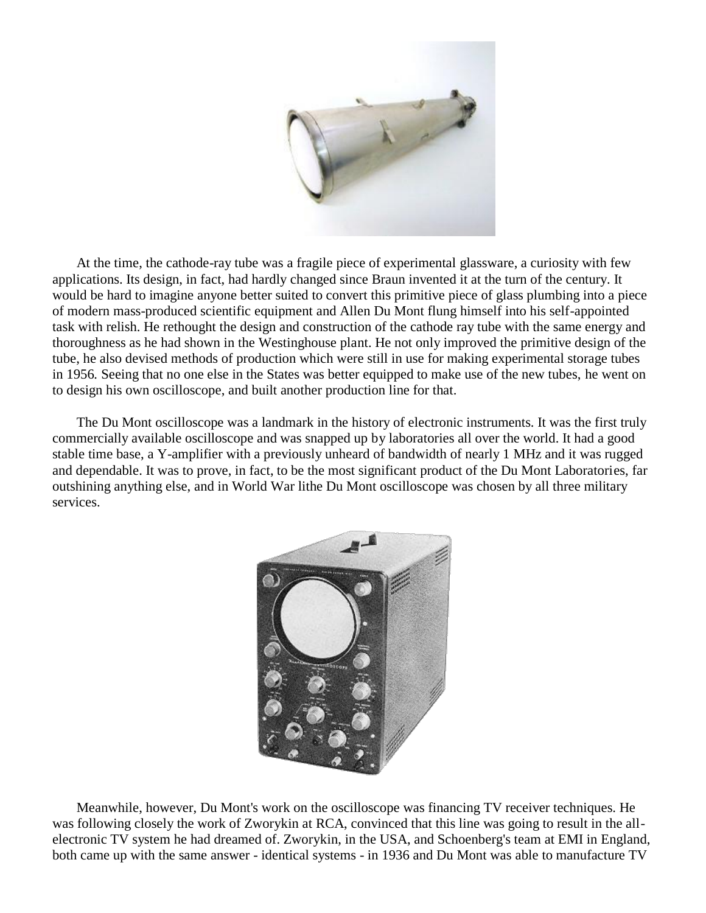At the time, the cathode-ray tube was a fragile piece of experimental glassware, a curiosity with few applications. Its design, in fact, had hardly changed since Braun invented it at the turn of the century. It would be hard to imagine anyone better suited to convert this primitive piece of glass plumbing into a piece of modern mass-produced scientific equipment and Allen Du Mont flung himself into his self-appointed task with relish. He rethought the design and construction of the cathode ray tube with the same energy and thoroughness as he had shown in the Westinghouse plant. He not only improved the primitive design of the tube, he also devised methods of production which were still in use for making experimental storage tubes in 1956. Seeing that no one else in the States was better equipped to make use of the new tubes, he went on to design his own oscilloscope, and built another production line for that.

The Du Mont oscilloscope was a landmark in the history of electronic instruments. It was the first truly commercially available oscilloscope and was snapped up by laboratories all over the world. It had a good stable time base, a Y-amplifier with a previously unheard of bandwidth of nearly 1 MHz and it was rugged and dependable. It was to prove, in fact, to be the most significant product of the Du Mont Laboratories, far outshining anything else, and in World War lithe Du Mont oscilloscope was chosen by all three military services.

Meanwhile, however, Du Mont's work on the oscilloscope was financing TV receiver techniques. He was following closely the work of Zworykin at RCA, convinced that this line was going to result in the all-electronic TV system he had dreamed of. Zworykin, in the USA, and Schoenberg's team at EMI in England, both came up with the same answer - identical systems - in 1936 and Du Mont was able to manufacture TV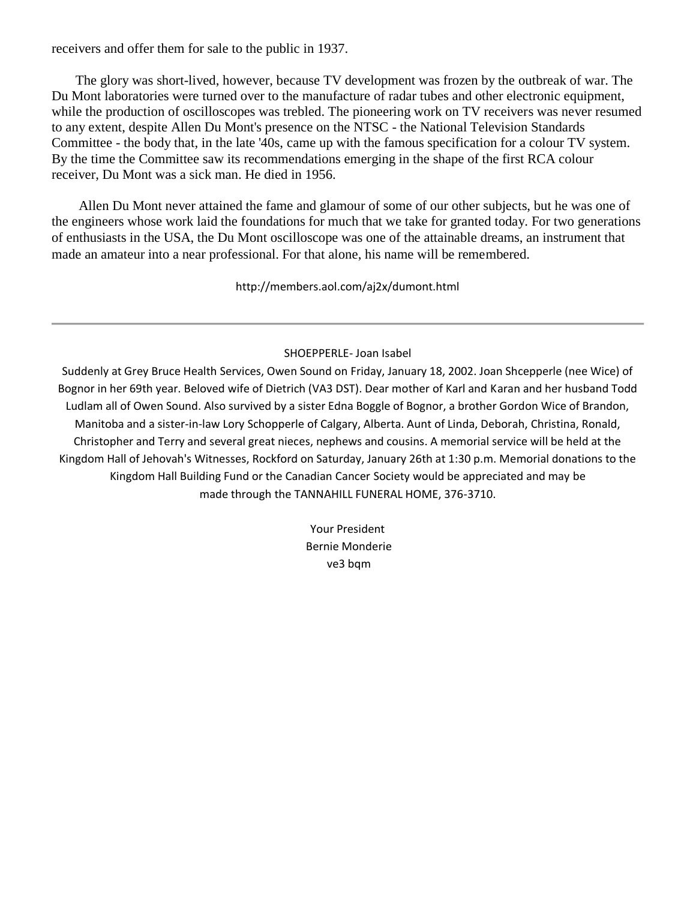receivers and offer them for sale to the public in 1937.

The glory was short-lived, however, because TV development was frozen by the outbreak of war. The Du Mont laboratories were turned over to the manufacture of radar tubes and other electronic equipment, while the production of oscilloscopes was trebled. The pioneering work on TV receivers was never resumed to any extent, despite Allen Du Mont's presence on the NTSC - the National Television Standards Committee - the body that, in the late '40s, came up with the famous specification for a colour TV system. By the time the Committee saw its recommendations emerging in the shape of the first RCA colour receiver, Du Mont was a sick man. He died in 1956.

Allen Du Mont never attained the fame and glamour of some of our other subjects, but he was one of the engineers whose work laid the foundations for much that we take for granted today. For two generations of enthusiasts in the USA, the Du Mont oscilloscope was one of the attainable dreams, an instrument that made an amateur into a near professional. For that alone, his name will be remembered.

http://members.aol.com/aj2x/dumont.html

---

SHOEPPERLE- Joan Isabel

Suddenly at Grey Bruce Health Services, Owen Sound on Friday, January 18, 2002. Joan Shcepperle (nee Wice) of Bognor in her 69th year. Beloved wife of Dietrich (VA3 DST). Dear mother of Karl and Karan and her husband Todd Ludlam all of Owen Sound. Also survived by a sister Edna Boggle of Bognor, a brother Gordon Wice of Brandon, Manitoba and a sister-in-law Lory Schopperle of Calgary, Alberta. Aunt of Linda, Deborah, Christina, Ronald, Christopher and Terry and several great nieces, nephews and cousins. A memorial service will be held at the Kingdom Hall of Jehovah's Witnesses, Rockford on Saturday, January 26th at 1:30 p.m. Memorial donations to the Kingdom Hall Building Fund or the Canadian Cancer Society would be appreciated and may be made through the TANNAHILL FUNERAL HOME, 376-3710.

Your President  
Bernie Monderie  
ve3 bqm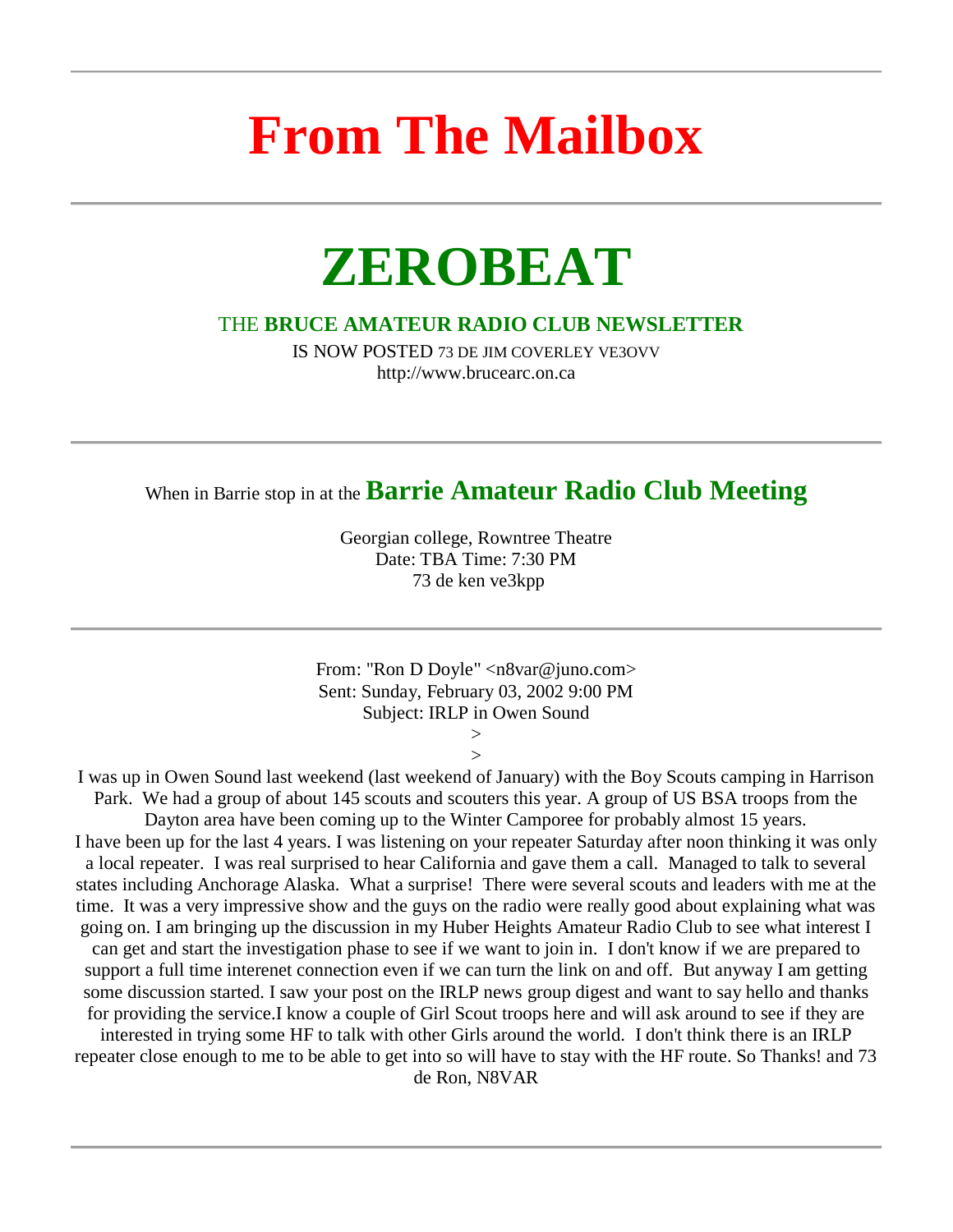---

# From The Mailbox

---

# ZEROBEAT

THE **BRUCE AMATEUR RADIO CLUB NEWSLETTER**

IS NOW POSTED 73 DE JIM COVERLEY VE3OVV
http://www.brucearc.on.ca

---

When in Barrie stop in at the **Barrie Amateur Radio Club Meeting**

Georgian college, Rowntree Theatre
Date: TBA Time: 7:30 PM
73 de ken ve3kpp

---

From: "Ron D Doyle" <n8var@juno.com>
Sent: Sunday, February 03, 2002 9:00 PM
Subject: IRLP in Owen Sound
>
>

I was up in Owen Sound last weekend (last weekend of January) with the Boy Scouts camping in Harrison Park. We had a group of about 145 scouts and scouters this year. A group of US BSA troops from the Dayton area have been coming up to the Winter Camporee for probably almost 15 years.
I have been up for the last 4 years. I was listening on your repeater Saturday after noon thinking it was only a local repeater. I was real surprised to hear California and gave them a call. Managed to talk to several states including Anchorage Alaska. What a surprise! There were several scouts and leaders with me at the time. It was a very impressive show and the guys on the radio were really good about explaining what was going on. I am bringing up the discussion in my Huber Heights Amateur Radio Club to see what interest I can get and start the investigation phase to see if we want to join in. I don't know if we are prepared to support a full time interenet connection even if we can turn the link on and off. But anyway I am getting some discussion started. I saw your post on the IRLP news group digest and want to say hello and thanks for providing the service.I know a couple of Girl Scout troops here and will ask around to see if they are interested in trying some HF to talk with other Girls around the world. I don't think there is an IRLP repeater close enough to me to be able to get into so will have to stay with the HF route. So Thanks! and 73 de Ron, N8VAR

---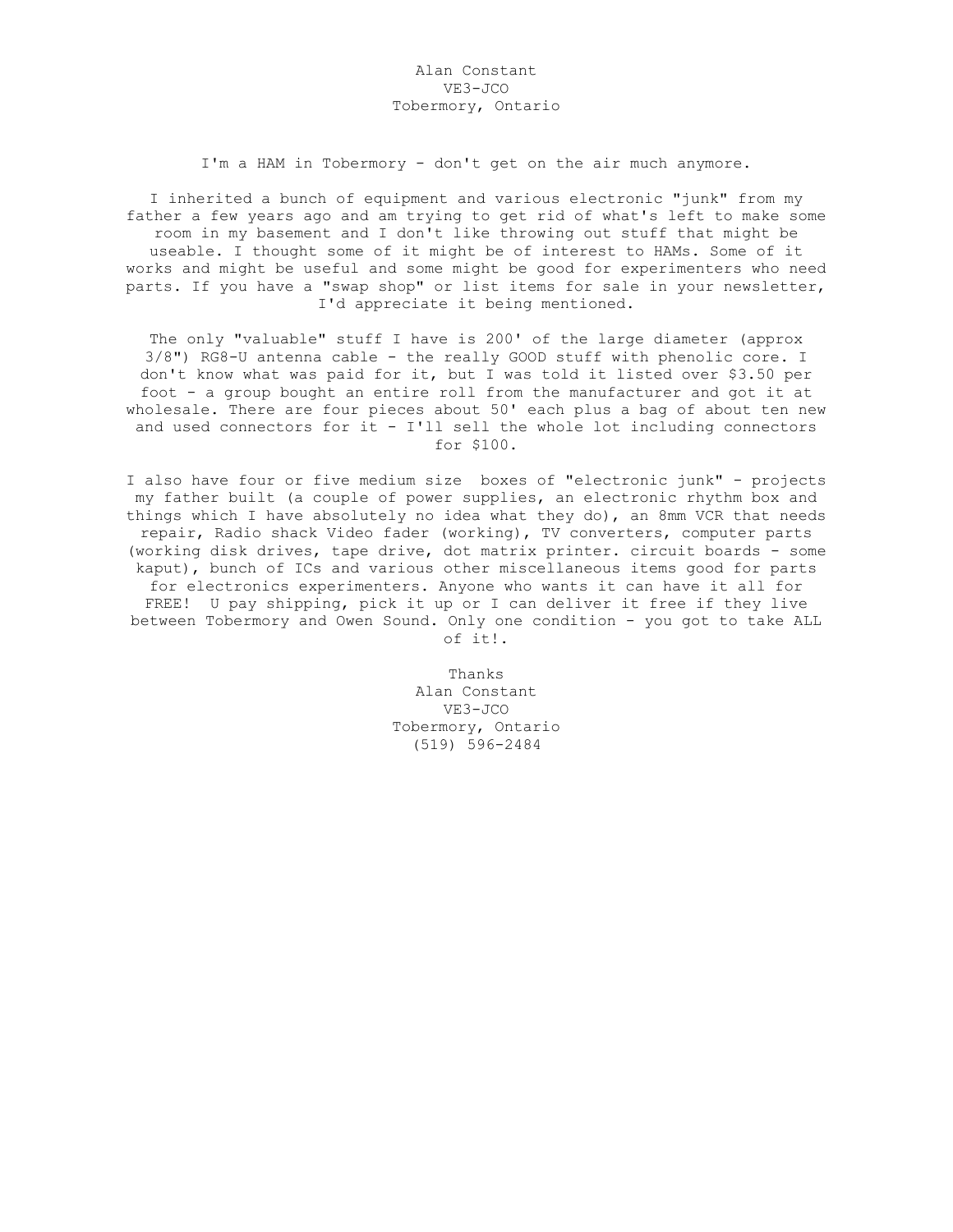Alan Constant
VE3-JCO
Tobermory, Ontario

I'm a HAM in Tobermory - don't get on the air much anymore.

I inherited a bunch of equipment and various electronic "junk" from my father a few years ago and am trying to get rid of what's left to make some room in my basement and I don't like throwing out stuff that might be useable. I thought some of it might be of interest to HAMs. Some of it works and might be useful and some might be good for experimenters who need parts. If you have a "swap shop" or list items for sale in your newsletter, I'd appreciate it being mentioned.

The only "valuable" stuff I have is 200' of the large diameter (approx 3/8") RG8-U antenna cable - the really GOOD stuff with phenolic core. I don't know what was paid for it, but I was told it listed over $3.50 per foot - a group bought an entire roll from the manufacturer and got it at wholesale. There are four pieces about 50' each plus a bag of about ten new and used connectors for it - I'll sell the whole lot including connectors for $100.

I also have four or five medium size boxes of "electronic junk" - projects my father built (a couple of power supplies, an electronic rhythm box and things which I have absolutely no idea what they do), an 8mm VCR that needs repair, Radio shack Video fader (working), TV converters, computer parts (working disk drives, tape drive, dot matrix printer. circuit boards - some kaput), bunch of ICs and various other miscellaneous items good for parts for electronics experimenters. Anyone who wants it can have it all for FREE! U pay shipping, pick it up or I can deliver it free if they live between Tobermory and Owen Sound. Only one condition - you got to take ALL of it!.

Thanks
Alan Constant
VE3-JCO
Tobermory, Ontario
(519) 596-2484